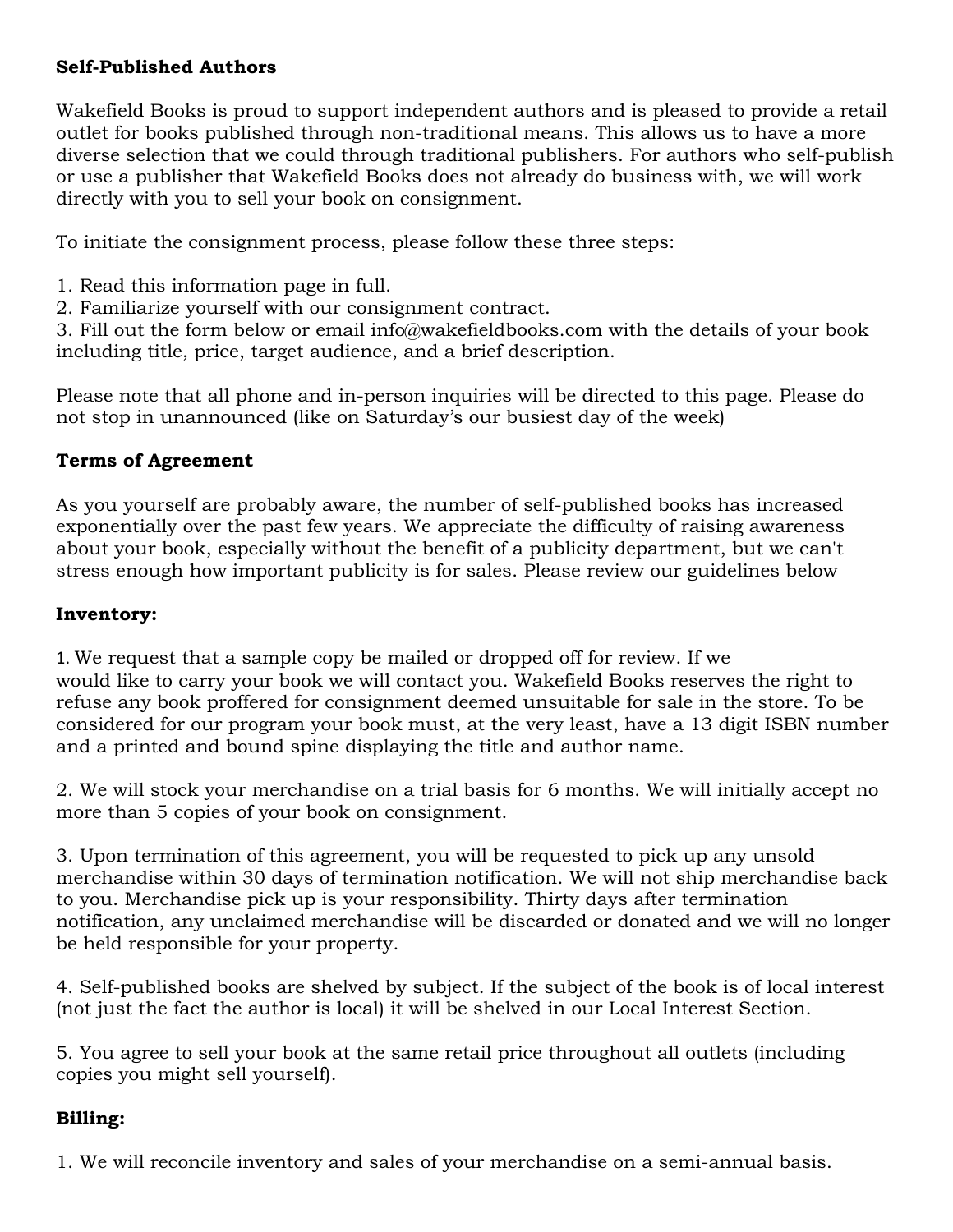**Self-Published Authors**

Wakefield Books is proud to support independent authors and is pleased to provide a retail outlet for books published through non-traditional means. This allows us to have a more diverse selection that we could through traditional publishers. For authors who self-publish or use a publisher that Wakefield Books does not already do business with, we will work directly with you to sell your book on consignment.

To initiate the consignment process, please follow these three steps:

1. Read this information page in full.
2. Familiarize yourself with our consignment contract.
3. Fill out the form below or email info@wakefieldbooks.com with the details of your book including title, price, target audience, and a brief description.

Please note that all phone and in-person inquiries will be directed to this page. Please do not stop in unannounced (like on Saturday's our busiest day of the week)

**Terms of Agreement**

As you yourself are probably aware, the number of self-published books has increased exponentially over the past few years. We appreciate the difficulty of raising awareness about your book, especially without the benefit of a publicity department, but we can't stress enough how important publicity is for sales. Please review our guidelines below

**Inventory:**

1. We request that a sample copy be mailed or dropped off for review. If we would like to carry your book we will contact you. Wakefield Books reserves the right to refuse any book proffered for consignment deemed unsuitable for sale in the store. To be considered for our program your book must, at the very least, have a 13 digit ISBN number and a printed and bound spine displaying the title and author name.

2. We will stock your merchandise on a trial basis for 6 months. We will initially accept no more than 5 copies of your book on consignment.

3. Upon termination of this agreement, you will be requested to pick up any unsold merchandise within 30 days of termination notification. We will not ship merchandise back to you. Merchandise pick up is your responsibility. Thirty days after termination notification, any unclaimed merchandise will be discarded or donated and we will no longer be held responsible for your property.

4. Self-published books are shelved by subject. If the subject of the book is of local interest (not just the fact the author is local) it will be shelved in our Local Interest Section.

5. You agree to sell your book at the same retail price throughout all outlets (including copies you might sell yourself).

**Billing:**

1. We will reconcile inventory and sales of your merchandise on a semi-annual basis.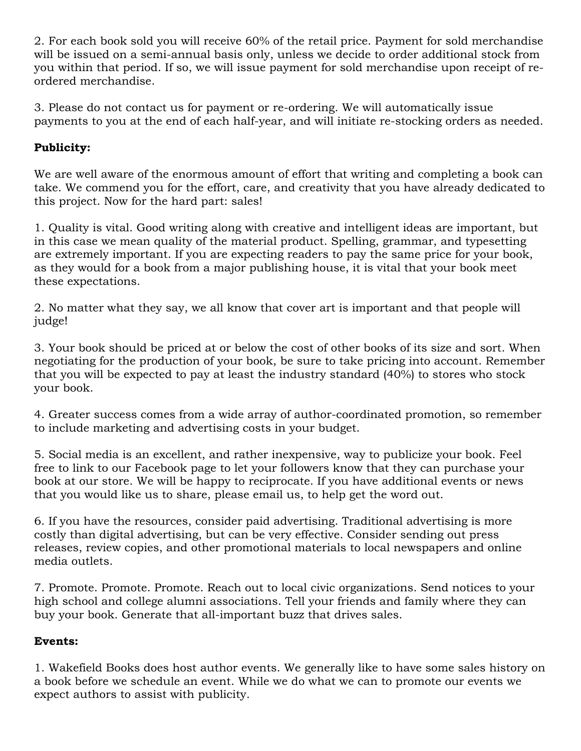2. For each book sold you will receive 60% of the retail price. Payment for sold merchandise will be issued on a semi-annual basis only, unless we decide to order additional stock from you within that period. If so, we will issue payment for sold merchandise upon receipt of re-ordered merchandise.

3. Please do not contact us for payment or re-ordering. We will automatically issue payments to you at the end of each half-year, and will initiate re-stocking orders as needed.

**Publicity:**

We are well aware of the enormous amount of effort that writing and completing a book can take. We commend you for the effort, care, and creativity that you have already dedicated to this project. Now for the hard part: sales!

1. Quality is vital. Good writing along with creative and intelligent ideas are important, but in this case we mean quality of the material product. Spelling, grammar, and typesetting are extremely important. If you are expecting readers to pay the same price for your book, as they would for a book from a major publishing house, it is vital that your book meet these expectations.

2. No matter what they say, we all know that cover art is important and that people will judge!

3. Your book should be priced at or below the cost of other books of its size and sort. When negotiating for the production of your book, be sure to take pricing into account. Remember that you will be expected to pay at least the industry standard (40%) to stores who stock your book.

4. Greater success comes from a wide array of author-coordinated promotion, so remember to include marketing and advertising costs in your budget.

5. Social media is an excellent, and rather inexpensive, way to publicize your book. Feel free to link to our Facebook page to let your followers know that they can purchase your book at our store. We will be happy to reciprocate. If you have additional events or news that you would like us to share, please email us, to help get the word out.

6. If you have the resources, consider paid advertising. Traditional advertising is more costly than digital advertising, but can be very effective. Consider sending out press releases, review copies, and other promotional materials to local newspapers and online media outlets.

7. Promote. Promote. Promote. Reach out to local civic organizations. Send notices to your high school and college alumni associations. Tell your friends and family where they can buy your book. Generate that all-important buzz that drives sales.

**Events:**

1. Wakefield Books does host author events. We generally like to have some sales history on a book before we schedule an event. While we do what we can to promote our events we expect authors to assist with publicity.